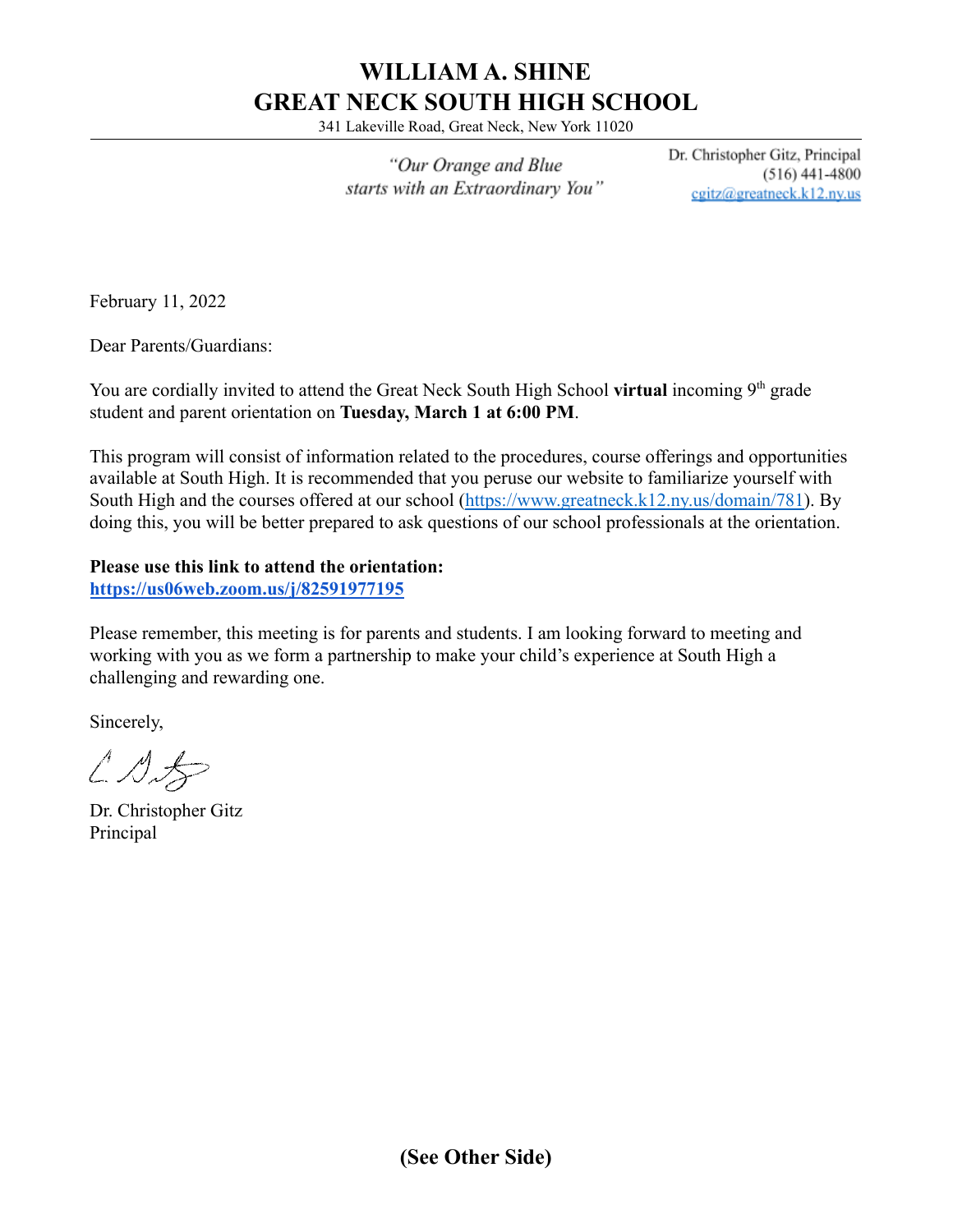# WILLIAM A. SHINE
# GREAT NECK SOUTH HIGH SCHOOL

341 Lakeville Road, Great Neck, New York 11020

*"Our Orange and Blue starts with an Extraordinary You"*

Dr. Christopher Gitz, Principal
(516) 441-4800
cgitz@greatneck.k12.ny.us

February 11, 2022

Dear Parents/Guardians:

You are cordially invited to attend the Great Neck South High School **virtual** incoming 9th grade student and parent orientation on **Tuesday, March 1 at 6:00 PM**.

This program will consist of information related to the procedures, course offerings and opportunities available at South High. It is recommended that you peruse our website to familiarize yourself with South High and the courses offered at our school (https://www.greatneck.k12.ny.us/domain/781). By doing this, you will be better prepared to ask questions of our school professionals at the orientation.

**Please use this link to attend the orientation:**
**https://us06web.zoom.us/j/82591977195**

Please remember, this meeting is for parents and students. I am looking forward to meeting and working with you as we form a partnership to make your child's experience at South High a challenging and rewarding one.

Sincerely,

Dr. Christopher Gitz
Principal

**(See Other Side)**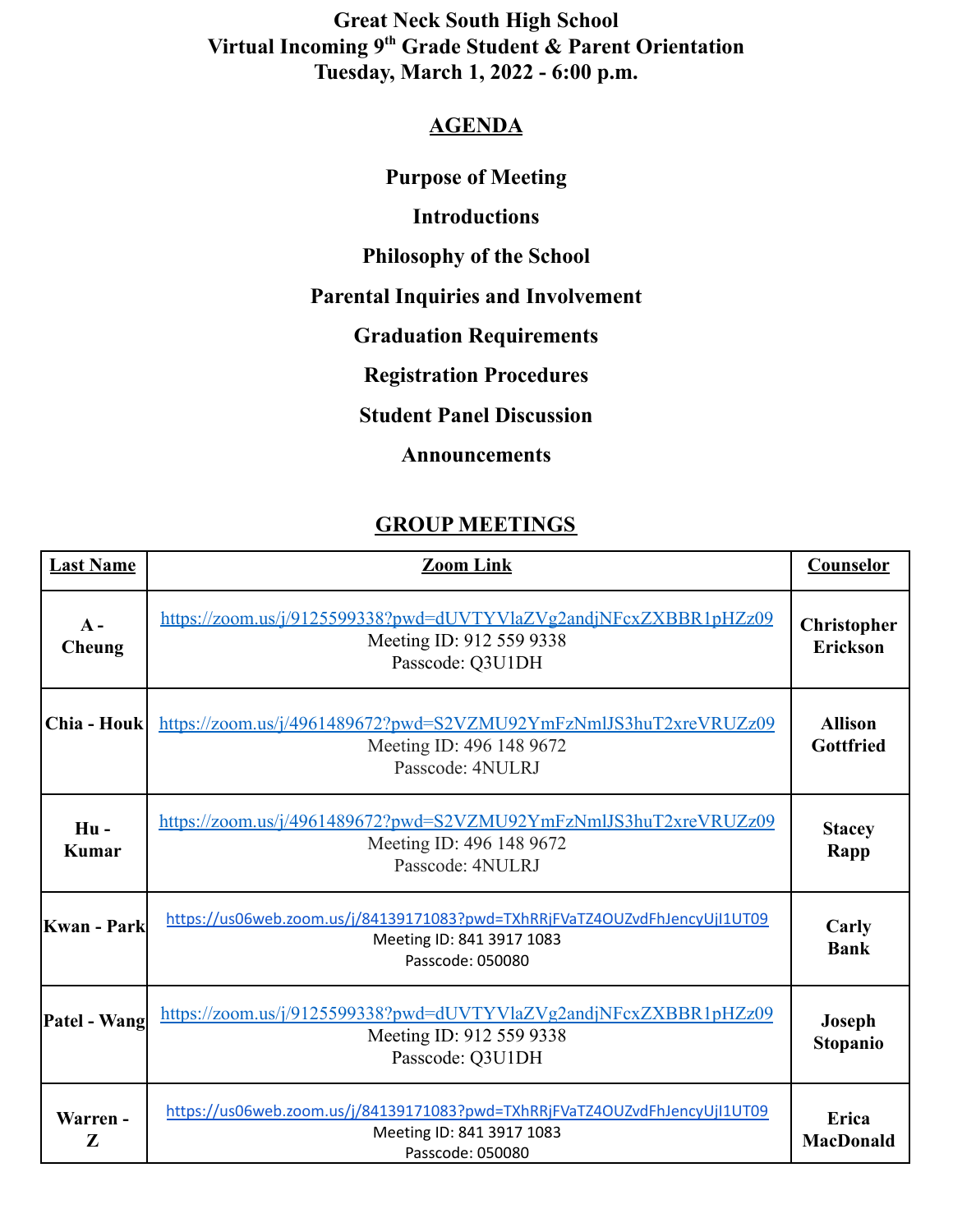# Great Neck South High School
# Virtual Incoming 9th Grade Student & Parent Orientation
# Tuesday, March 1, 2022 - 6:00 p.m.

## AGENDA

**Purpose of Meeting**

**Introductions**

**Philosophy of the School**

**Parental Inquiries and Involvement**

**Graduation Requirements**

**Registration Procedures**

**Student Panel Discussion**

**Announcements**

## GROUP MEETINGS

| Last Name | Zoom Link | Counselor |
|---|---|---|
| A - Cheung | https://zoom.us/j/9125599338?pwd=dUVTYVlaZVg2andjNFcxZXBBR1pHZz09 Meeting ID: 912 559 9338 Passcode: Q3U1DH | Christopher Erickson |
| Chia - Houk | https://zoom.us/j/4961489672?pwd=S2VZMU92YmFzNmlJS3huT2xreVRUZz09 Meeting ID: 496 148 9672 Passcode: 4NULRJ | Allison Gottfried |
| Hu - Kumar | https://zoom.us/j/4961489672?pwd=S2VZMU92YmFzNmlJS3huT2xreVRUZz09 Meeting ID: 496 148 9672 Passcode: 4NULRJ | Stacey Rapp |
| Kwan - Park | https://us06web.zoom.us/j/84139171083?pwd=TXhRRjFVaTZ4OUZvdFhJencyUjI1UT09 Meeting ID: 841 3917 1083 Passcode: 050080 | Carly Bank |
| Patel - Wang | https://zoom.us/j/9125599338?pwd=dUVTYVlaZVg2andjNFcxZXBBR1pHZz09 Meeting ID: 912 559 9338 Passcode: Q3U1DH | Joseph Stopanio |
| Warren - Z | https://us06web.zoom.us/j/84139171083?pwd=TXhRRjFVaTZ4OUZvdFhJencyUjI1UT09 Meeting ID: 841 3917 1083 Passcode: 050080 | Erica MacDonald |